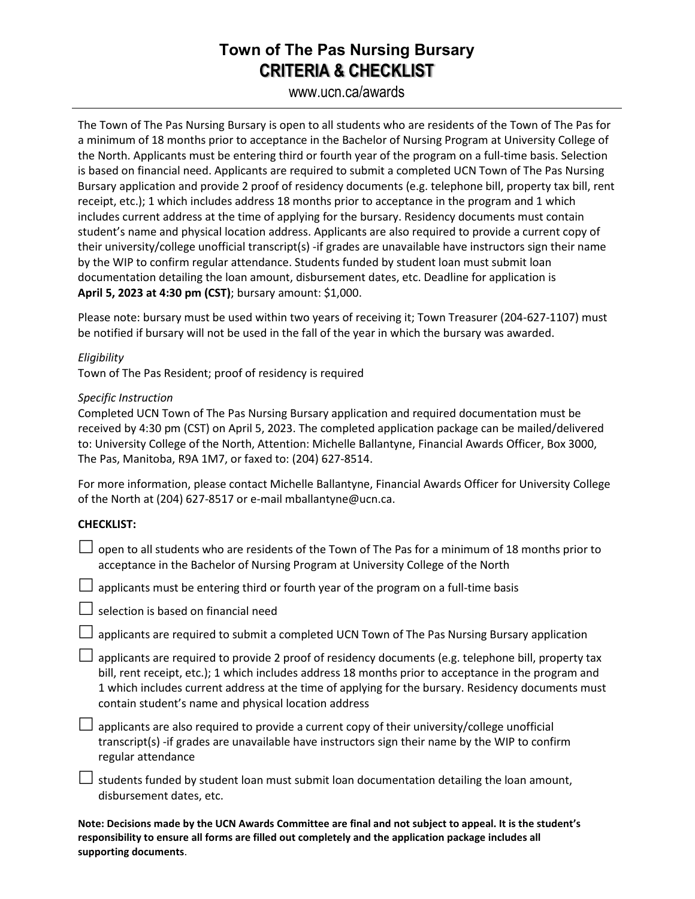# Town of The Pas Nursing Bursary
## CRITERIA & CHECKLIST

www.ucn.ca/awards

---

The Town of The Pas Nursing Bursary is open to all students who are residents of the Town of The Pas for a minimum of 18 months prior to acceptance in the Bachelor of Nursing Program at University College of the North. Applicants must be entering third or fourth year of the program on a full-time basis. Selection is based on financial need. Applicants are required to submit a completed UCN Town of The Pas Nursing Bursary application and provide 2 proof of residency documents (e.g. telephone bill, property tax bill, rent receipt, etc.); 1 which includes address 18 months prior to acceptance in the program and 1 which includes current address at the time of applying for the bursary. Residency documents must contain student's name and physical location address. Applicants are also required to provide a current copy of their university/college unofficial transcript(s) -if grades are unavailable have instructors sign their name by the WIP to confirm regular attendance. Students funded by student loan must submit loan documentation detailing the loan amount, disbursement dates, etc. Deadline for application is **April 5, 2023 at 4:30 pm (CST)**; bursary amount: $1,000.

Please note: bursary must be used within two years of receiving it; Town Treasurer (204-627-1107) must be notified if bursary will not be used in the fall of the year in which the bursary was awarded.

*Eligibility*
Town of The Pas Resident; proof of residency is required

*Specific Instruction*
Completed UCN Town of The Pas Nursing Bursary application and required documentation must be received by 4:30 pm (CST) on April 5, 2023. The completed application package can be mailed/delivered to: University College of the North, Attention: Michelle Ballantyne, Financial Awards Officer, Box 3000, The Pas, Manitoba, R9A 1M7, or faxed to: (204) 627-8514.

For more information, please contact Michelle Ballantyne, Financial Awards Officer for University College of the North at (204) 627-8517 or e-mail mballantyne@ucn.ca.

**CHECKLIST:**

- ☐ open to all students who are residents of the Town of The Pas for a minimum of 18 months prior to acceptance in the Bachelor of Nursing Program at University College of the North
- ☐ applicants must be entering third or fourth year of the program on a full-time basis
- ☐ selection is based on financial need
- ☐ applicants are required to submit a completed UCN Town of The Pas Nursing Bursary application
- ☐ applicants are required to provide 2 proof of residency documents (e.g. telephone bill, property tax bill, rent receipt, etc.); 1 which includes address 18 months prior to acceptance in the program and 1 which includes current address at the time of applying for the bursary. Residency documents must contain student's name and physical location address
- ☐ applicants are also required to provide a current copy of their university/college unofficial transcript(s) -if grades are unavailable have instructors sign their name by the WIP to confirm regular attendance
- ☐ students funded by student loan must submit loan documentation detailing the loan amount, disbursement dates, etc.

**Note: Decisions made by the UCN Awards Committee are final and not subject to appeal. It is the student's responsibility to ensure all forms are filled out completely and the application package includes all supporting documents**.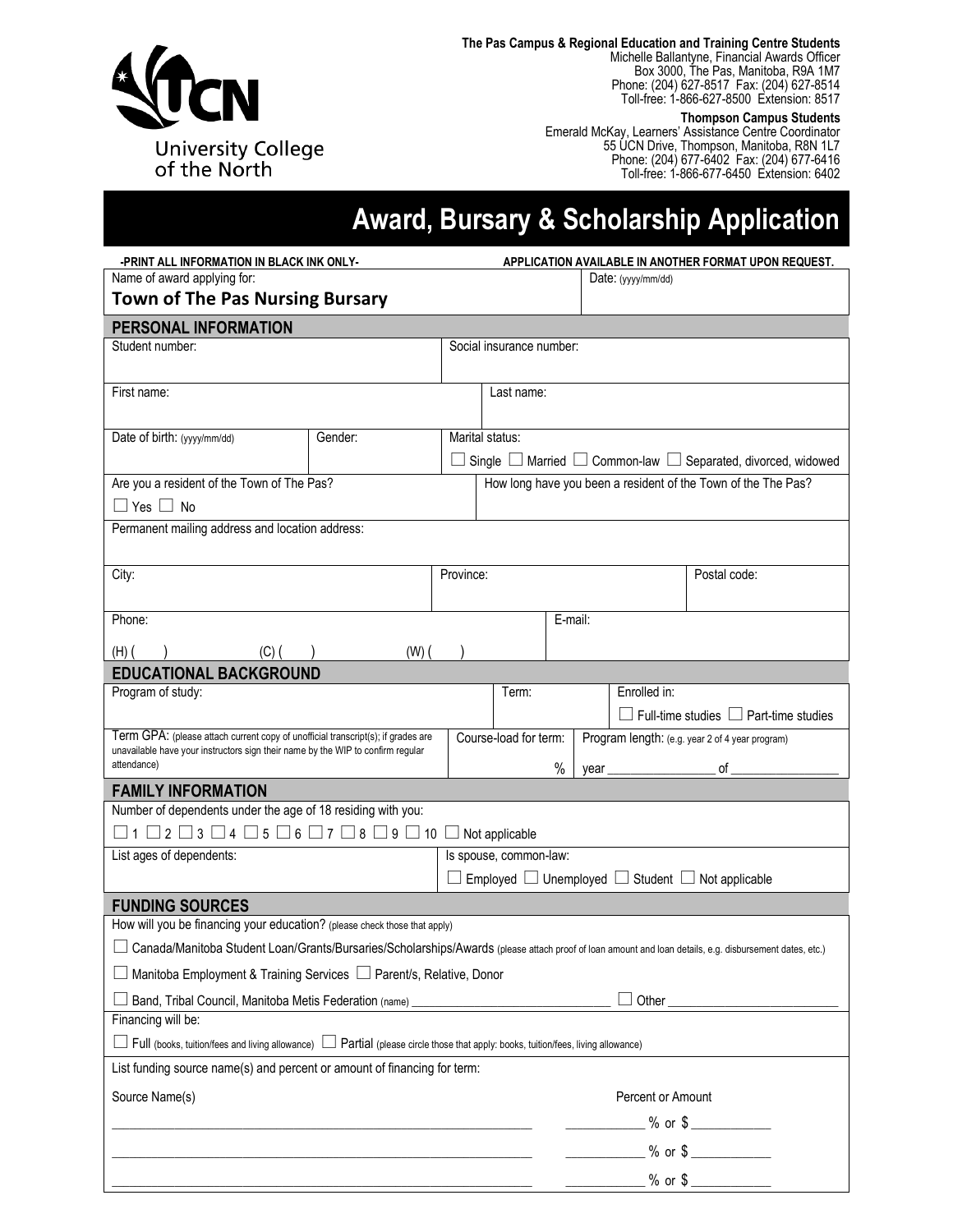University College of the North

**The Pas Campus & Regional Education and Training Centre Students**
Michelle Ballantyne, Financial Awards Officer
Box 3000, The Pas, Manitoba, R9A 1M7
Phone: (204) 627-8517 Fax: (204) 627-8514
Toll-free: 1-866-627-8500 Extension: 8517

**Thompson Campus Students**
Emerald McKay, Learners' Assistance Centre Coordinator
55 UCN Drive, Thompson, Manitoba, R8N 1L7
Phone: (204) 677-6402 Fax: (204) 677-6416
Toll-free: 1-866-677-6450 Extension: 6402

# Award, Bursary & Scholarship Application

**-PRINT ALL INFORMATION IN BLACK INK ONLY-** **APPLICATION AVAILABLE IN ANOTHER FORMAT UPON REQUEST.**

| Name of award applying for: **Town of The Pas Nursing Bursary** | Date: (yyyy/mm/dd) |
|---|---|

## PERSONAL INFORMATION

| Student number: | Social insurance number: |
|---|---|

| First name: | Last name: |
|---|---|

| Date of birth: (yyyy/mm/dd) | Gender: | Marital status: ☐ Single ☐ Married ☐ Common-law ☐ Separated, divorced, widowed |
|---|---|---|

| Are you a resident of the Town of The Pas? ☐ Yes ☐ No | How long have you been a resident of the Town of the The Pas? |
|---|---|

Permanent mailing address and location address:

| City: | Province: | Postal code: |
|---|---|---|

| Phone: (H) ( ) (C) ( ) (W) ( ) | E-mail: |
|---|---|

## EDUCATIONAL BACKGROUND

| Program of study: | Term: | Enrolled in: ☐ Full-time studies ☐ Part-time studies |
|---|---|---|

| Term GPA: (please attach current copy of unofficial transcript(s); if grades are unavailable have your instructors sign their name by the WIP to confirm regular attendance) | Course-load for term: % | Program length: (e.g. year 2 of 4 year program) year ________ of ________ |
|---|---|---|

## FAMILY INFORMATION

Number of dependents under the age of 18 residing with you:

☐ 1 ☐ 2 ☐ 3 ☐ 4 ☐ 5 ☐ 6 ☐ 7 ☐ 8 ☐ 9 ☐ 10 ☐ Not applicable

| List ages of dependents: | Is spouse, common-law: ☐ Employed ☐ Unemployed ☐ Student ☐ Not applicable |
|---|---|

## FUNDING SOURCES

How will you be financing your education? (please check those that apply)

☐ Canada/Manitoba Student Loan/Grants/Bursaries/Scholarships/Awards (please attach proof of loan amount and loan details, e.g. disbursement dates, etc.)

☐ Manitoba Employment & Training Services ☐ Parent/s, Relative, Donor

☐ Band, Tribal Council, Manitoba Metis Federation (name) ____________________ ☐ Other ____________________

Financing will be:

☐ Full (books, tuition/fees and living allowance) ☐ Partial (please circle those that apply: books, tuition/fees, living allowance)

List funding source name(s) and percent or amount of financing for term:

| Source Name(s) | Percent or Amount |
|---|---|
| ____________________ | ________ % or $ ________ |
| ____________________ | ________ % or $ ________ |
| ____________________ | ________ % or $ ________ |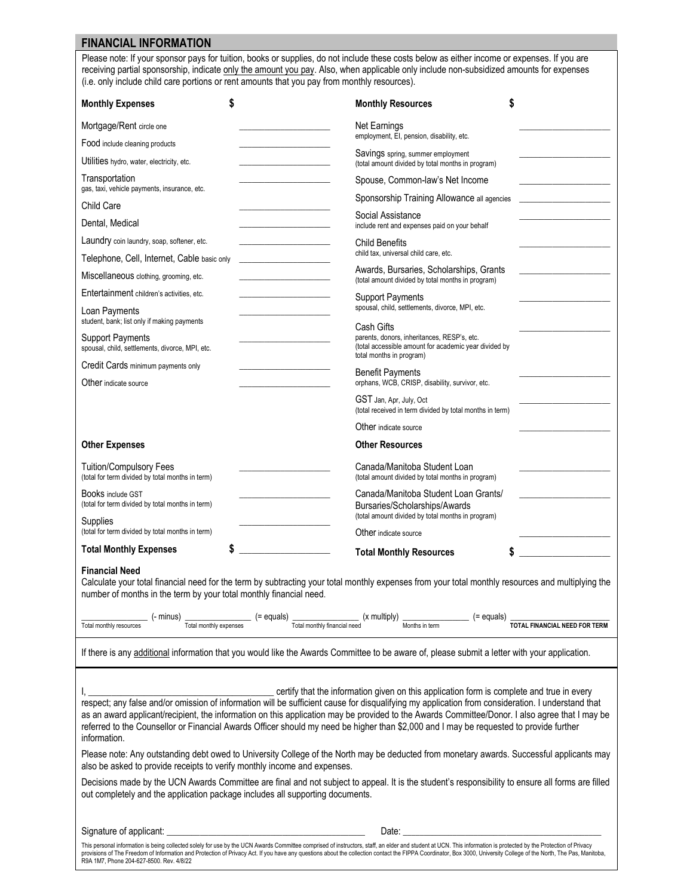## FINANCIAL INFORMATION

Please note: If your sponsor pays for tuition, books or supplies, do not include these costs below as either income or expenses. If you are receiving partial sponsorship, indicate only the amount you pay. Also, when applicable only include non-subsidized amounts for expenses (i.e. only include child care portions or rent amounts that you pay from monthly resources).

| Monthly Expenses | $ | Monthly Resources | $ |
|---|---|---|---|
| Mortgage/Rent circle one | ____________ | Net Earnings employment, EI, pension, disability, etc. | ____________ |
| Food include cleaning products | ____________ | Savings spring, summer employment (total amount divided by total months in program) | ____________ |
| Utilities hydro, water, electricity, etc. | ____________ | Spouse, Common-law's Net Income | ____________ |
| Transportation gas, taxi, vehicle payments, insurance, etc. | ____________ | Sponsorship Training Allowance all agencies | ____________ |
| Child Care | ____________ | Social Assistance include rent and expenses paid on your behalf | ____________ |
| Dental, Medical | ____________ | Child Benefits child tax, universal child care, etc. | ____________ |
| Laundry coin laundry, soap, softener, etc. | ____________ | Awards, Bursaries, Scholarships, Grants (total amount divided by total months in program) | ____________ |
| Telephone, Cell, Internet, Cable basic only | ____________ | Support Payments spousal, child, settlements, divorce, MPI, etc. | ____________ |
| Miscellaneous clothing, grooming, etc. | ____________ | Cash Gifts parents, donors, inheritances, RESP's, etc. (total accessible amount for academic year divided by total months in program) | ____________ |
| Entertainment children's activities, etc. | ____________ | Benefit Payments orphans, WCB, CRISP, disability, survivor, etc. | ____________ |
| Loan Payments student, bank; list only if making payments | ____________ | GST Jan, Apr, July, Oct (total received in term divided by total months in term) | ____________ |
| Support Payments spousal, child, settlements, divorce, MPI, etc. | ____________ | Other indicate source | ____________ |
| Credit Cards minimum payments only | ____________ | | |
| Other indicate source | ____________ | | |
| **Other Expenses** | | **Other Resources** | |
| Tuition/Compulsory Fees (total for term divided by total months in term) | ____________ | Canada/Manitoba Student Loan (total amount divided by total months in program) | ____________ |
| Books include GST (total for term divided by total months in term) | ____________ | Canada/Manitoba Student Loan Grants/ Bursaries/Scholarships/Awards (total amount divided by total months in program) | ____________ |
| Supplies (total for term divided by total months in term) | ____________ | Other indicate source | ____________ |
| **Total Monthly Expenses** | $ ____________ | **Total Monthly Resources** | $ ____________ |

**Financial Need**

Calculate your total financial need for the term by subtracting your total monthly expenses from your total monthly resources and multiplying the number of months in the term by your total monthly financial need.

____________ (- minus) ____________ (= equals) ____________ (x multiply) ____________ (= equals) ____________

Total monthly resources — Total monthly expenses — Total monthly financial need — Months in term — **TOTAL FINANCIAL NEED FOR TERM**

If there is any additional information that you would like the Awards Committee to be aware of, please submit a letter with your application.

I, ______________________________ certify that the information given on this application form is complete and true in every respect; any false and/or omission of information will be sufficient cause for disqualifying my application from consideration. I understand that as an award applicant/recipient, the information on this application may be provided to the Awards Committee/Donor. I also agree that I may be referred to the Counsellor or Financial Awards Officer should my need be higher than $2,000 and I may be requested to provide further information.

Please note: Any outstanding debt owed to University College of the North may be deducted from monetary awards. Successful applicants may also be asked to provide receipts to verify monthly income and expenses.

Decisions made by the UCN Awards Committee are final and not subject to appeal. It is the student's responsibility to ensure all forms are filled out completely and the application package includes all supporting documents.

Signature of applicant: ______________________________ Date: ______________________________

This personal information is being collected solely for use by the UCN Awards Committee comprised of instructors, staff, an elder and student at UCN. This information is protected by the Protection of Privacy provisions of The Freedom of Information and Protection of Privacy Act. If you have any questions about the collection contact the FIPPA Coordinator, Box 3000, University College of the North, The Pas, Manitoba, R9A 1M7, Phone 204-627-8500. Rev. 4/8/22